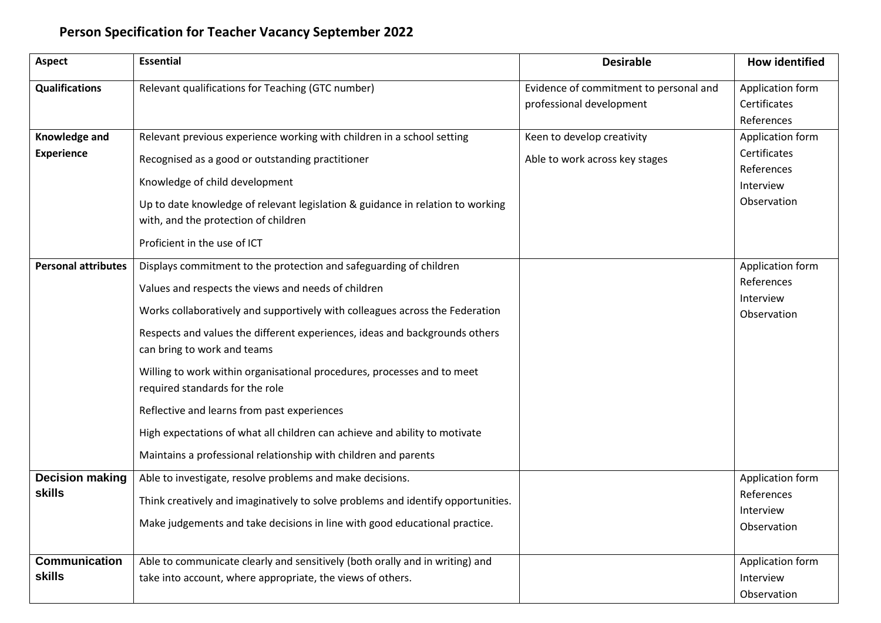## Person Specification for Teacher Vacancy September 2022

| Aspect | Essential | Desirable | How identified |
|---|---|---|---|
| **Qualifications** | Relevant qualifications for Teaching (GTC number) | Evidence of commitment to personal and professional development | Application form<br>Certificates<br>References |
| **Knowledge and Experience** | Relevant previous experience working with children in a school setting<br>Recognised as a good or outstanding practitioner<br>Knowledge of child development<br>Up to date knowledge of relevant legislation & guidance in relation to working with, and the protection of children<br>Proficient in the use of ICT | Keen to develop creativity<br>Able to work across key stages | Application form<br>Certificates<br>References<br>Interview<br>Observation |
| **Personal attributes** | Displays commitment to the protection and safeguarding of children<br>Values and respects the views and needs of children<br>Works collaboratively and supportively with colleagues across the Federation<br>Respects and values the different experiences, ideas and backgrounds others can bring to work and teams<br>Willing to work within organisational procedures, processes and to meet required standards for the role<br>Reflective and learns from past experiences<br>High expectations of what all children can achieve and ability to motivate<br>Maintains a professional relationship with children and parents | | Application form<br>References<br>Interview<br>Observation |
| **Decision making skills** | Able to investigate, resolve problems and make decisions.<br>Think creatively and imaginatively to solve problems and identify opportunities.<br>Make judgements and take decisions in line with good educational practice. | | Application form<br>References<br>Interview<br>Observation |
| **Communication skills** | Able to communicate clearly and sensitively (both orally and in writing) and take into account, where appropriate, the views of others. | | Application form<br>Interview<br>Observation |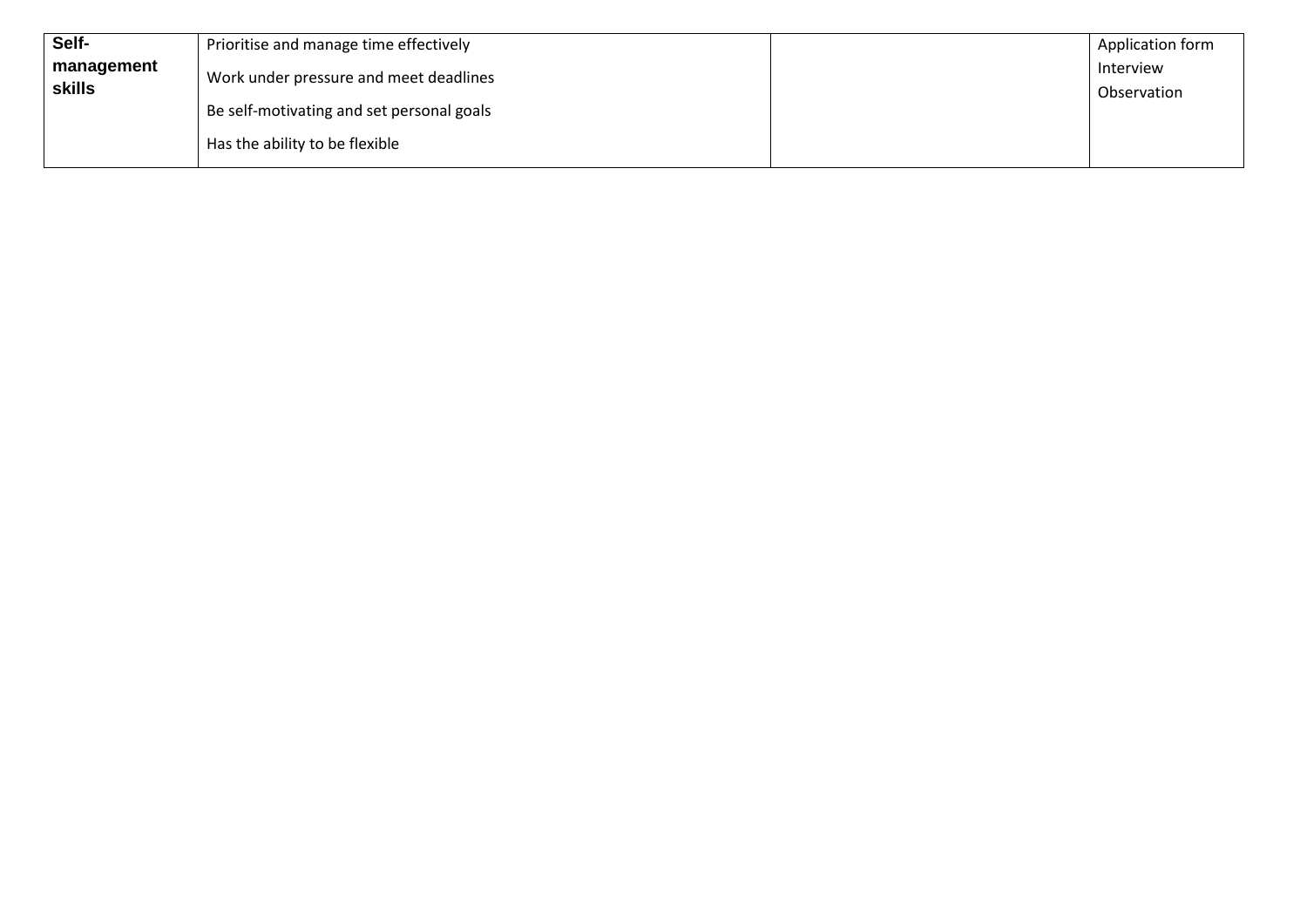| | | | |
|---|---|---|---|
| **Self-management skills** | Prioritise and manage time effectively<br>Work under pressure and meet deadlines<br>Be self-motivating and set personal goals<br>Has the ability to be flexible | | Application form<br>Interview<br>Observation |